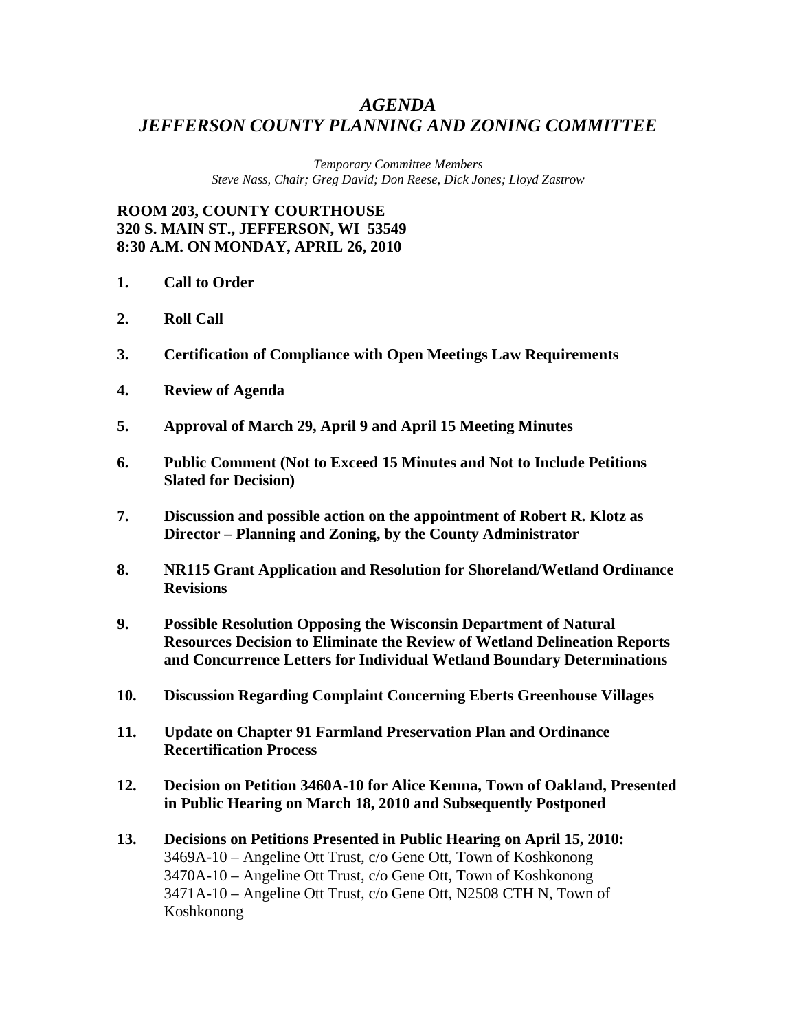# *AGENDA*
# *JEFFERSON COUNTY PLANNING AND ZONING COMMITTEE*

*Temporary Committee Members*
*Steve Nass, Chair; Greg David; Don Reese, Dick Jones; Lloyd Zastrow*

**ROOM 203, COUNTY COURTHOUSE**
**320 S. MAIN ST., JEFFERSON, WI 53549**
**8:30 A.M. ON MONDAY, APRIL 26, 2010**

1. **Call to Order**

2. **Roll Call**

3. **Certification of Compliance with Open Meetings Law Requirements**

4. **Review of Agenda**

5. **Approval of March 29, April 9 and April 15 Meeting Minutes**

6. **Public Comment (Not to Exceed 15 Minutes and Not to Include Petitions Slated for Decision)**

7. **Discussion and possible action on the appointment of Robert R. Klotz as Director – Planning and Zoning, by the County Administrator**

8. **NR115 Grant Application and Resolution for Shoreland/Wetland Ordinance Revisions**

9. **Possible Resolution Opposing the Wisconsin Department of Natural Resources Decision to Eliminate the Review of Wetland Delineation Reports and Concurrence Letters for Individual Wetland Boundary Determinations**

10. **Discussion Regarding Complaint Concerning Eberts Greenhouse Villages**

11. **Update on Chapter 91 Farmland Preservation Plan and Ordinance Recertification Process**

12. **Decision on Petition 3460A-10 for Alice Kemna, Town of Oakland, Presented in Public Hearing on March 18, 2010 and Subsequently Postponed**

13. **Decisions on Petitions Presented in Public Hearing on April 15, 2010:**
    3469A-10 – Angeline Ott Trust, c/o Gene Ott, Town of Koshkonong
    3470A-10 – Angeline Ott Trust, c/o Gene Ott, Town of Koshkonong
    3471A-10 – Angeline Ott Trust, c/o Gene Ott, N2508 CTH N, Town of Koshkonong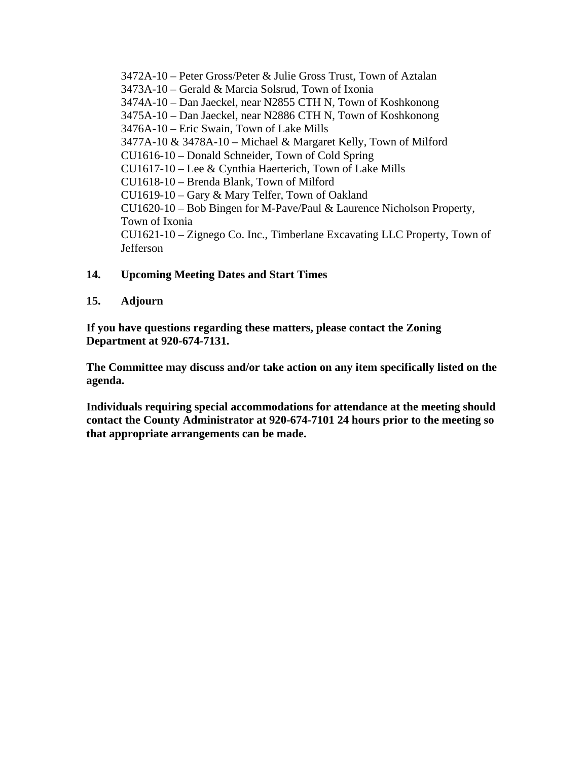3472A-10 – Peter Gross/Peter & Julie Gross Trust, Town of Aztalan
3473A-10 – Gerald & Marcia Solsrud, Town of Ixonia
3474A-10 – Dan Jaeckel, near N2855 CTH N, Town of Koshkonong
3475A-10 – Dan Jaeckel, near N2886 CTH N, Town of Koshkonong
3476A-10 – Eric Swain, Town of Lake Mills
3477A-10 & 3478A-10 – Michael & Margaret Kelly, Town of Milford
CU1616-10 – Donald Schneider, Town of Cold Spring
CU1617-10 – Lee & Cynthia Haerterich, Town of Lake Mills
CU1618-10 – Brenda Blank, Town of Milford
CU1619-10 – Gary & Mary Telfer, Town of Oakland
CU1620-10 – Bob Bingen for M-Pave/Paul & Laurence Nicholson Property, Town of Ixonia
CU1621-10 – Zignego Co. Inc., Timberlane Excavating LLC Property, Town of Jefferson

**14. Upcoming Meeting Dates and Start Times**

**15. Adjourn**

**If you have questions regarding these matters, please contact the Zoning Department at 920-674-7131.**

**The Committee may discuss and/or take action on any item specifically listed on the agenda.**

**Individuals requiring special accommodations for attendance at the meeting should contact the County Administrator at 920-674-7101 24 hours prior to the meeting so that appropriate arrangements can be made.**